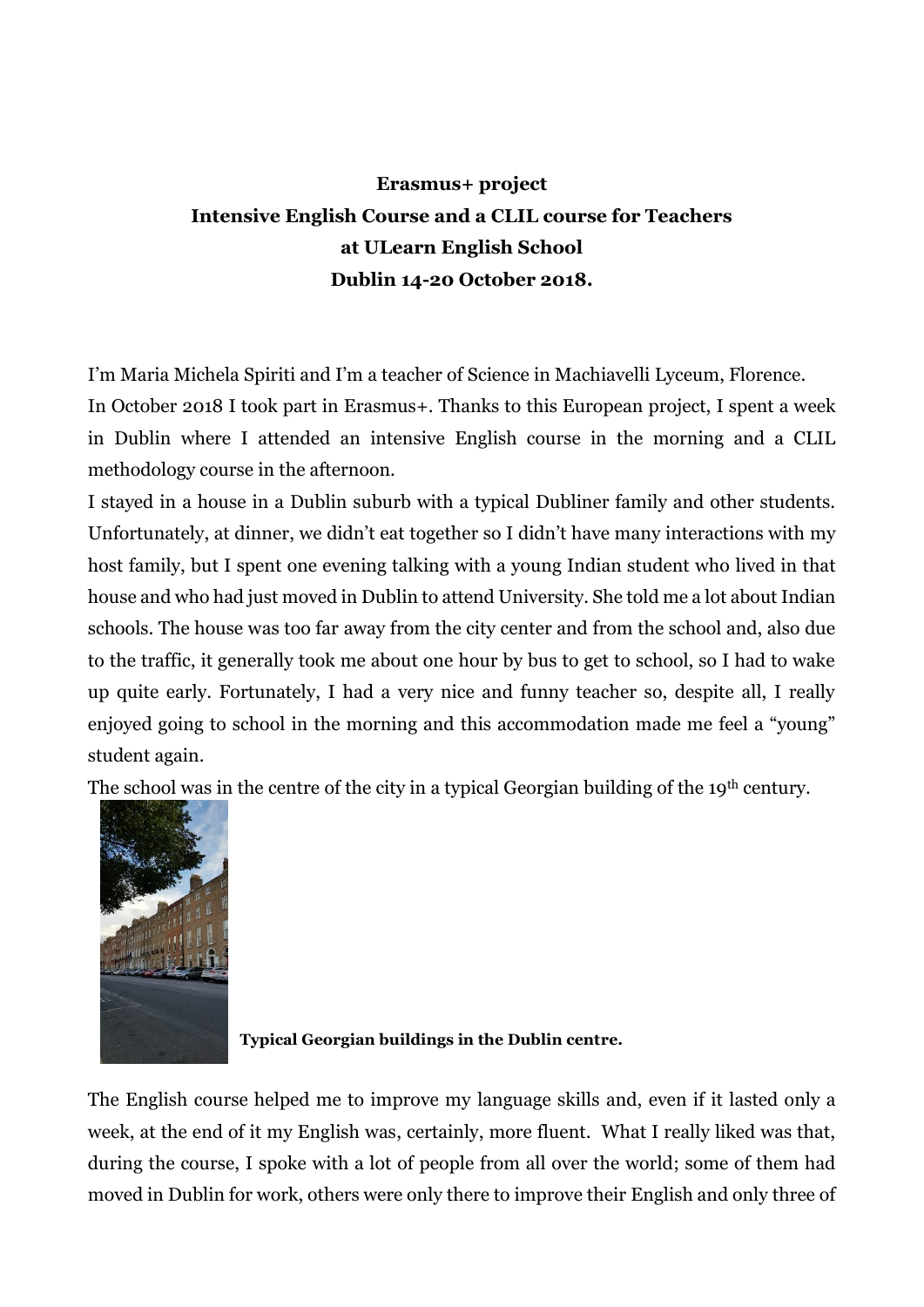**Erasmus+ project**
**Intensive English Course and a CLIL course for Teachers**
**at ULearn English School**
**Dublin 14-20 October 2018.**

I'm Maria Michela Spiriti and I'm a teacher of Science in Machiavelli Lyceum, Florence.
In October 2018 I took part in Erasmus+. Thanks to this European project, I spent a week in Dublin where I attended an intensive English course in the morning and a CLIL methodology course in the afternoon.
I stayed in a house in a Dublin suburb with a typical Dubliner family and other students. Unfortunately, at dinner, we didn't eat together so I didn't have many interactions with my host family, but I spent one evening talking with a young Indian student who lived in that house and who had just moved in Dublin to attend University. She told me a lot about Indian schools. The house was too far away from the city center and from the school and, also due to the traffic, it generally took me about one hour by bus to get to school, so I had to wake up quite early. Fortunately, I had a very nice and funny teacher so, despite all, I really enjoyed going to school in the morning and this accommodation made me feel a "young" student again.
The school was in the centre of the city in a typical Georgian building of the 19th century.

**Typical Georgian buildings in the Dublin centre.**

The English course helped me to improve my language skills and, even if it lasted only a week, at the end of it my English was, certainly, more fluent. What I really liked was that, during the course, I spoke with a lot of people from all over the world; some of them had moved in Dublin for work, others were only there to improve their English and only three of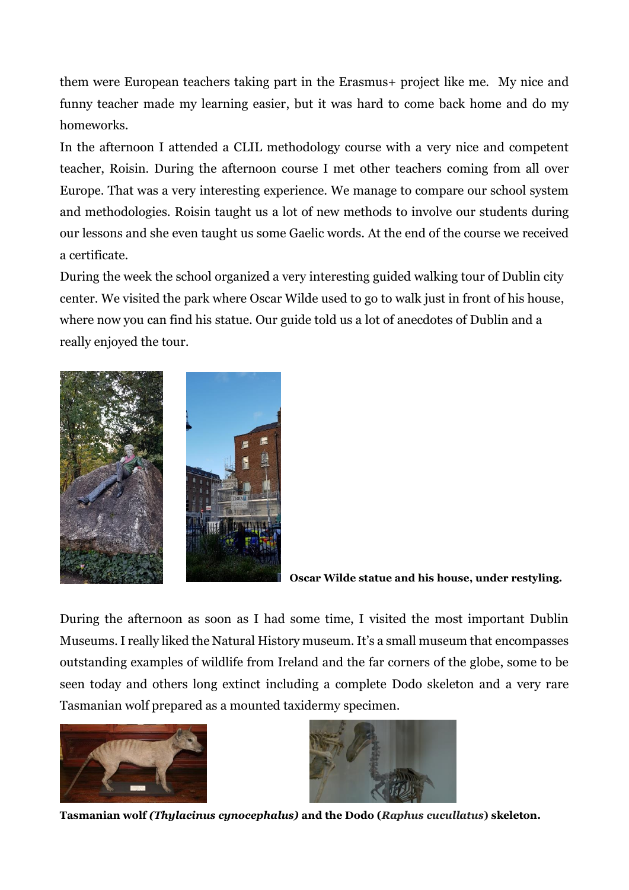them were European teachers taking part in the Erasmus+ project like me. My nice and funny teacher made my learning easier, but it was hard to come back home and do my homeworks.

In the afternoon I attended a CLIL methodology course with a very nice and competent teacher, Roisin. During the afternoon course I met other teachers coming from all over Europe. That was a very interesting experience. We manage to compare our school system and methodologies. Roisin taught us a lot of new methods to involve our students during our lessons and she even taught us some Gaelic words. At the end of the course we received a certificate.

During the week the school organized a very interesting guided walking tour of Dublin city center. We visited the park where Oscar Wilde used to go to walk just in front of his house, where now you can find his statue. Our guide told us a lot of anecdotes of Dublin and a really enjoyed the tour.

**Oscar Wilde statue and his house, under restyling.**

During the afternoon as soon as I had some time, I visited the most important Dublin Museums. I really liked the Natural History museum. It's a small museum that encompasses outstanding examples of wildlife from Ireland and the far corners of the globe, some to be seen today and others long extinct including a complete Dodo skeleton and a very rare Tasmanian wolf prepared as a mounted taxidermy specimen.

**Tasmanian wolf *(Thylacinus cynocephalus)* and the Dodo (*Raphus cucullatus*) skeleton.**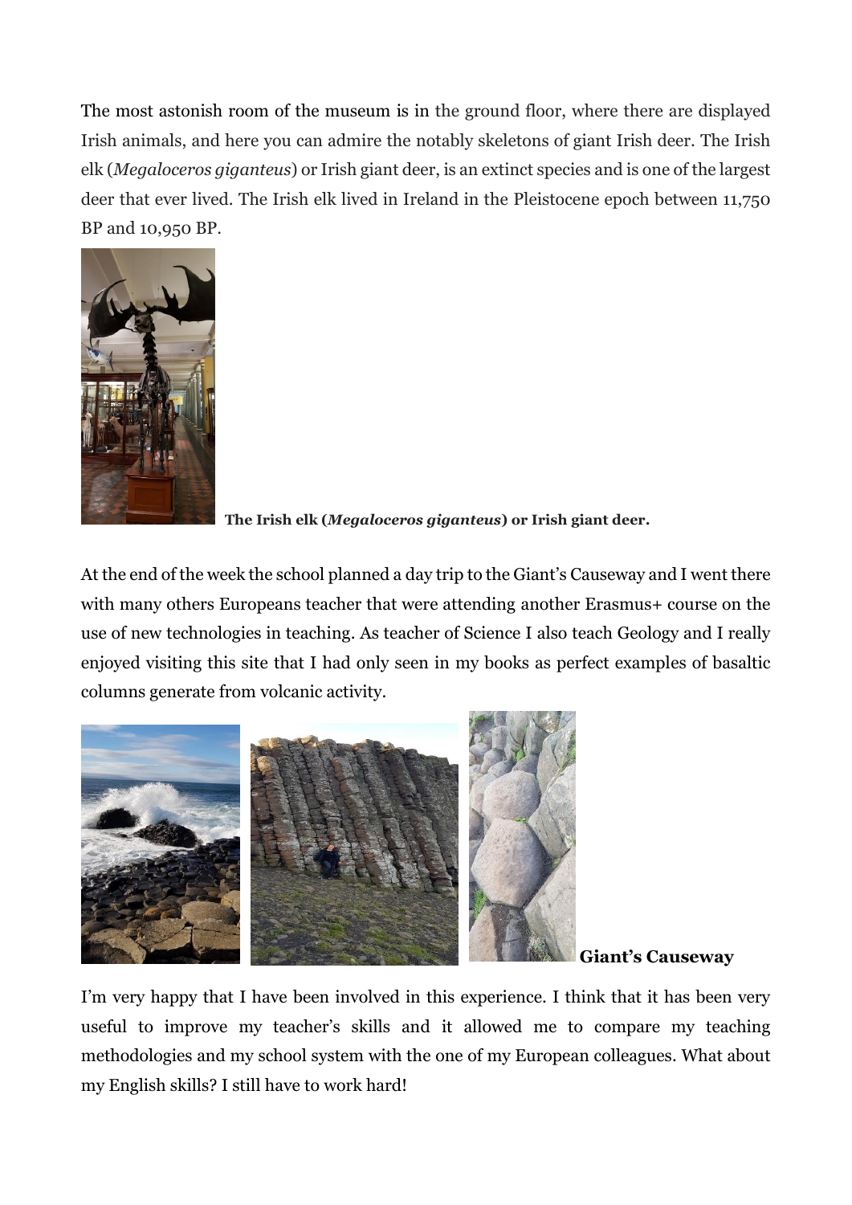The most astonish room of the museum is in the ground floor, where there are displayed Irish animals, and here you can admire the notably skeletons of giant Irish deer. The Irish elk (*Megaloceros giganteus*) or Irish giant deer, is an extinct species and is one of the largest deer that ever lived. The Irish elk lived in Ireland in the Pleistocene epoch between 11,750 BP and 10,950 BP.

**The Irish elk (*Megaloceros giganteus*) or Irish giant deer.**

At the end of the week the school planned a day trip to the Giant's Causeway and I went there with many others Europeans teacher that were attending another Erasmus+ course on the use of new technologies in teaching. As teacher of Science I also teach Geology and I really enjoyed visiting this site that I had only seen in my books as perfect examples of basaltic columns generate from volcanic activity.

**Giant's Causeway**

I'm very happy that I have been involved in this experience. I think that it has been very useful to improve my teacher's skills and it allowed me to compare my teaching methodologies and my school system with the one of my European colleagues. What about my English skills? I still have to work hard!